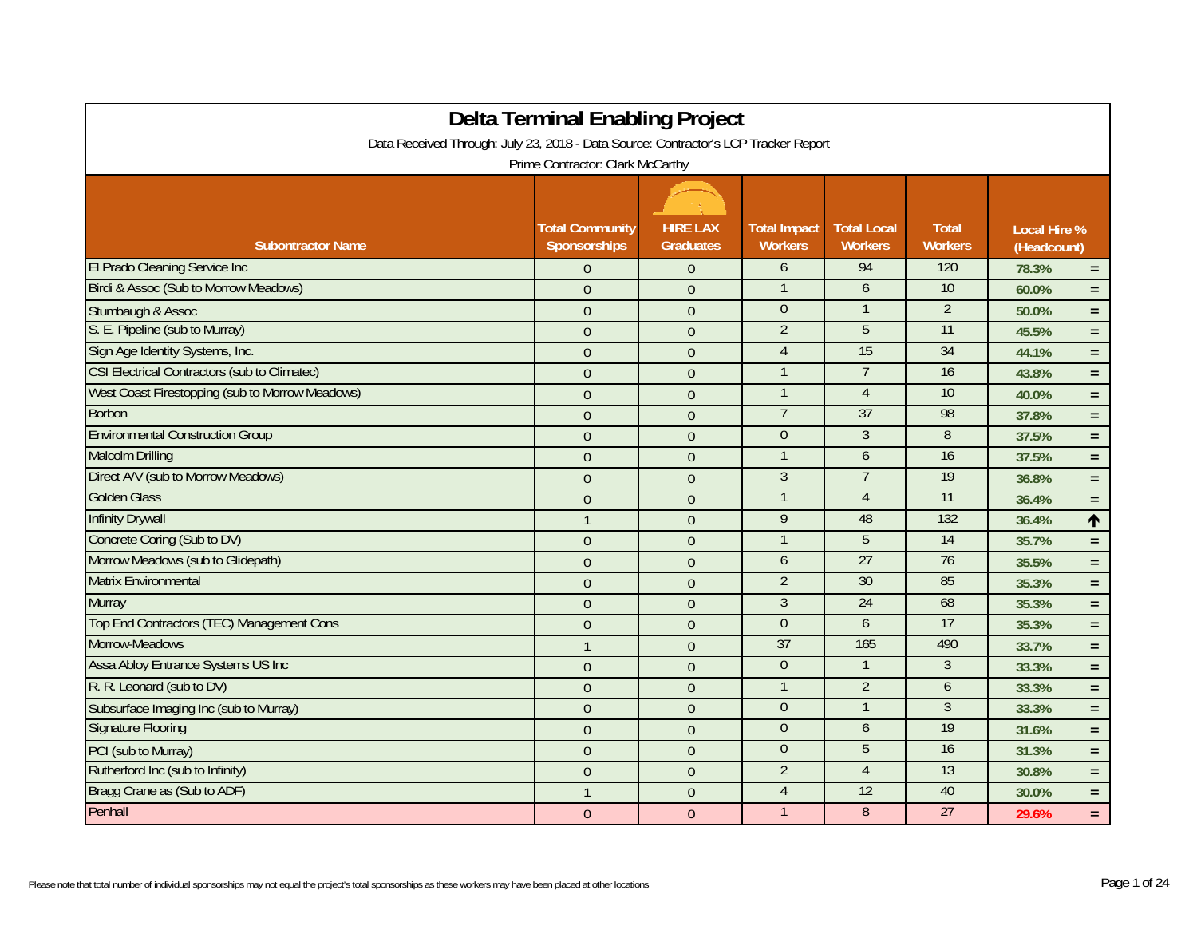# Delta Terminal Enabling Project

Data Received Through: July 23, 2018 - Data Source: Contractor's LCP Tracker Report

Prime Contractor: Clark McCarthy

| Subontractor Name | Total Community Sponsorships | HIRE LAX Graduates | Total Impact Workers | Total Local Workers | Total Workers | Local Hire % (Headcount) | |
|---|---|---|---|---|---|---|---|
| El Prado Cleaning Service Inc | 0 | 0 | 6 | 94 | 120 | 78.3% | = |
| Birdi & Assoc (Sub to Morrow Meadows) | 0 | 0 | 1 | 6 | 10 | 60.0% | = |
| Stumbaugh & Assoc | 0 | 0 | 0 | 1 | 2 | 50.0% | = |
| S. E. Pipeline (sub to Murray) | 0 | 0 | 2 | 5 | 11 | 45.5% | = |
| Sign Age Identity Systems, Inc. | 0 | 0 | 4 | 15 | 34 | 44.1% | = |
| CSI Electrical Contractors (sub to Climatec) | 0 | 0 | 1 | 7 | 16 | 43.8% | = |
| West Coast Firestopping (sub to Morrow Meadows) | 0 | 0 | 1 | 4 | 10 | 40.0% | = |
| Borbon | 0 | 0 | 7 | 37 | 98 | 37.8% | = |
| Environmental Construction Group | 0 | 0 | 0 | 3 | 8 | 37.5% | = |
| Malcolm Drilling | 0 | 0 | 1 | 6 | 16 | 37.5% | = |
| Direct A/V (sub to Morrow Meadows) | 0 | 0 | 3 | 7 | 19 | 36.8% | = |
| Golden Glass | 0 | 0 | 1 | 4 | 11 | 36.4% | = |
| Infinity Drywall | 1 | 0 | 9 | 48 | 132 | 36.4% | ↑ |
| Concrete Coring (Sub to DV) | 0 | 0 | 1 | 5 | 14 | 35.7% | = |
| Morrow Meadows (sub to Glidepath) | 0 | 0 | 6 | 27 | 76 | 35.5% | = |
| Matrix Environmental | 0 | 0 | 2 | 30 | 85 | 35.3% | = |
| Murray | 0 | 0 | 3 | 24 | 68 | 35.3% | = |
| Top End Contractors (TEC) Management Cons | 0 | 0 | 0 | 6 | 17 | 35.3% | = |
| Morrow-Meadows | 1 | 0 | 37 | 165 | 490 | 33.7% | = |
| Assa Abloy Entrance Systems US Inc | 0 | 0 | 0 | 1 | 3 | 33.3% | = |
| R. R. Leonard (sub to DV) | 0 | 0 | 1 | 2 | 6 | 33.3% | = |
| Subsurface Imaging Inc (sub to Murray) | 0 | 0 | 0 | 1 | 3 | 33.3% | = |
| Signature Flooring | 0 | 0 | 0 | 6 | 19 | 31.6% | = |
| PCI (sub to Murray) | 0 | 0 | 0 | 5 | 16 | 31.3% | = |
| Rutherford Inc (sub to Infinity) | 0 | 0 | 2 | 4 | 13 | 30.8% | = |
| Bragg Crane as (Sub to ADF) | 1 | 0 | 4 | 12 | 40 | 30.0% | = |
| Penhall | 0 | 0 | 1 | 8 | 27 | 29.6% | = |

Please note that total number of individual sponsorships may not equal the project's total sponsorships as these workers may have been placed at other locations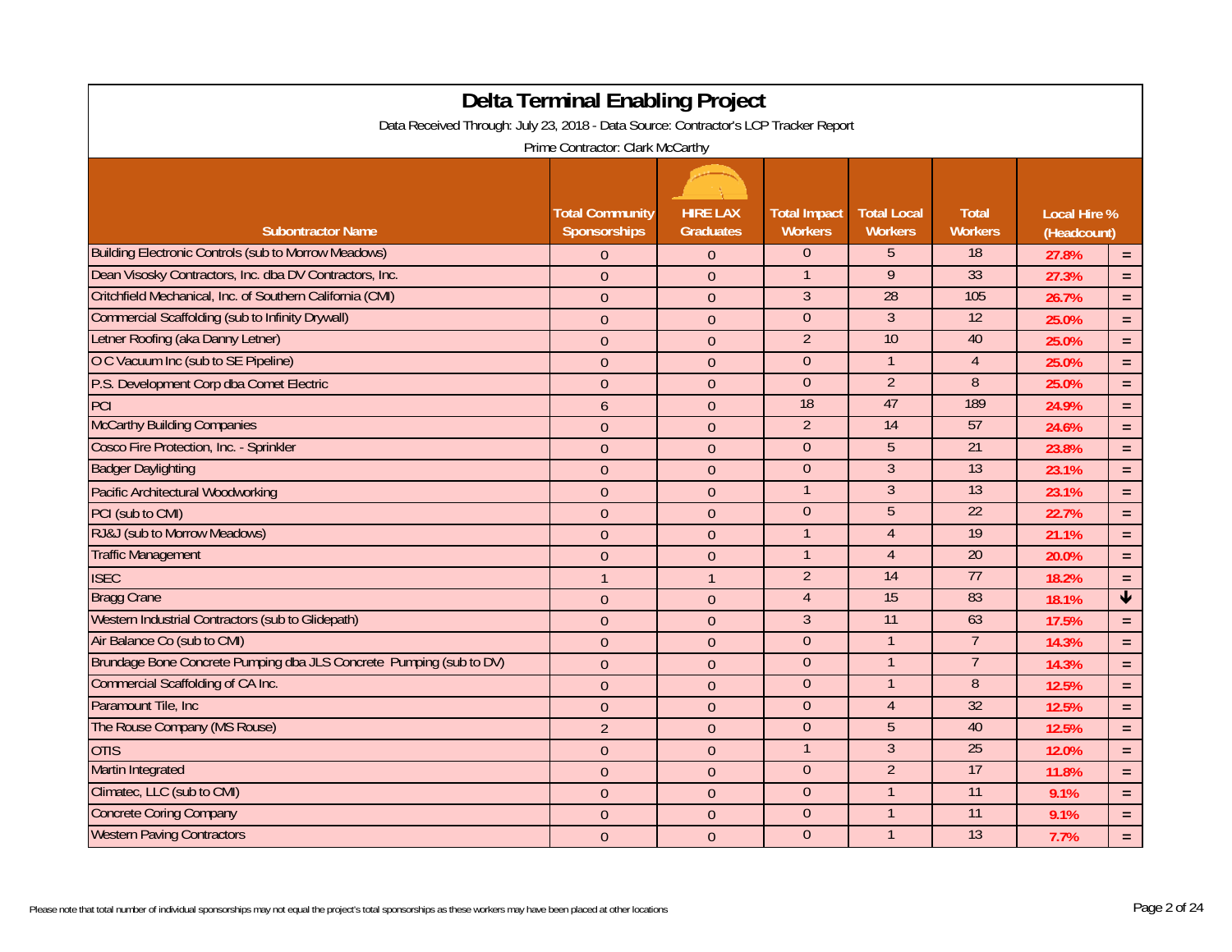# Delta Terminal Enabling Project

Data Received Through: July 23, 2018 - Data Source: Contractor's LCP Tracker Report

Prime Contractor: Clark McCarthy

| Subontractor Name | Total Community Sponsorships | HIRE LAX Graduates | Total Impact Workers | Total Local Workers | Total Workers | Local Hire % (Headcount) | |
|---|---|---|---|---|---|---|---|
| Building Electronic Controls (sub to Morrow Meadows) | 0 | 0 | 0 | 5 | 18 | 27.8% | = |
| Dean Visosky Contractors, Inc. dba DV Contractors, Inc. | 0 | 0 | 1 | 9 | 33 | 27.3% | = |
| Critchfield Mechanical, Inc. of Southern California (CMI) | 0 | 0 | 3 | 28 | 105 | 26.7% | = |
| Commercial Scaffolding (sub to Infinity Drywall) | 0 | 0 | 0 | 3 | 12 | 25.0% | = |
| Letner Roofing (aka Danny Letner) | 0 | 0 | 2 | 10 | 40 | 25.0% | = |
| O C Vacuum Inc (sub to SE Pipeline) | 0 | 0 | 0 | 1 | 4 | 25.0% | = |
| P.S. Development Corp dba Comet Electric | 0 | 0 | 0 | 2 | 8 | 25.0% | = |
| PCI | 6 | 0 | 18 | 47 | 189 | 24.9% | = |
| McCarthy Building Companies | 0 | 0 | 2 | 14 | 57 | 24.6% | = |
| Cosco Fire Protection, Inc. - Sprinkler | 0 | 0 | 0 | 5 | 21 | 23.8% | = |
| Badger Daylighting | 0 | 0 | 0 | 3 | 13 | 23.1% | = |
| Pacific Architectural Woodworking | 0 | 0 | 1 | 3 | 13 | 23.1% | = |
| PCI (sub to CMI) | 0 | 0 | 0 | 5 | 22 | 22.7% | = |
| RJ&J (sub to Morrow Meadows) | 0 | 0 | 1 | 4 | 19 | 21.1% | = |
| Traffic Management | 0 | 0 | 1 | 4 | 20 | 20.0% | = |
| ISEC | 1 | 1 | 2 | 14 | 77 | 18.2% | = |
| Bragg Crane | 0 | 0 | 4 | 15 | 83 | 18.1% | ↓ |
| Western Industrial Contractors (sub to Glidepath) | 0 | 0 | 3 | 11 | 63 | 17.5% | = |
| Air Balance Co (sub to CMI) | 0 | 0 | 0 | 1 | 7 | 14.3% | = |
| Brundage Bone Concrete Pumping dba JLS Concrete Pumping (sub to DV) | 0 | 0 | 0 | 1 | 7 | 14.3% | = |
| Commercial Scaffolding of CA Inc. | 0 | 0 | 0 | 1 | 8 | 12.5% | = |
| Paramount Tile, Inc | 0 | 0 | 0 | 4 | 32 | 12.5% | = |
| The Rouse Company (MS Rouse) | 2 | 0 | 0 | 5 | 40 | 12.5% | = |
| OTIS | 0 | 0 | 1 | 3 | 25 | 12.0% | = |
| Martin Integrated | 0 | 0 | 0 | 2 | 17 | 11.8% | = |
| Climatec, LLC (sub to CMI) | 0 | 0 | 0 | 1 | 11 | 9.1% | = |
| Concrete Coring Company | 0 | 0 | 0 | 1 | 11 | 9.1% | = |
| Western Paving Contractors | 0 | 0 | 0 | 1 | 13 | 7.7% | = |

Please note that total number of individual sponsorships may not equal the project's total sponsorships as these workers may have been placed at other locations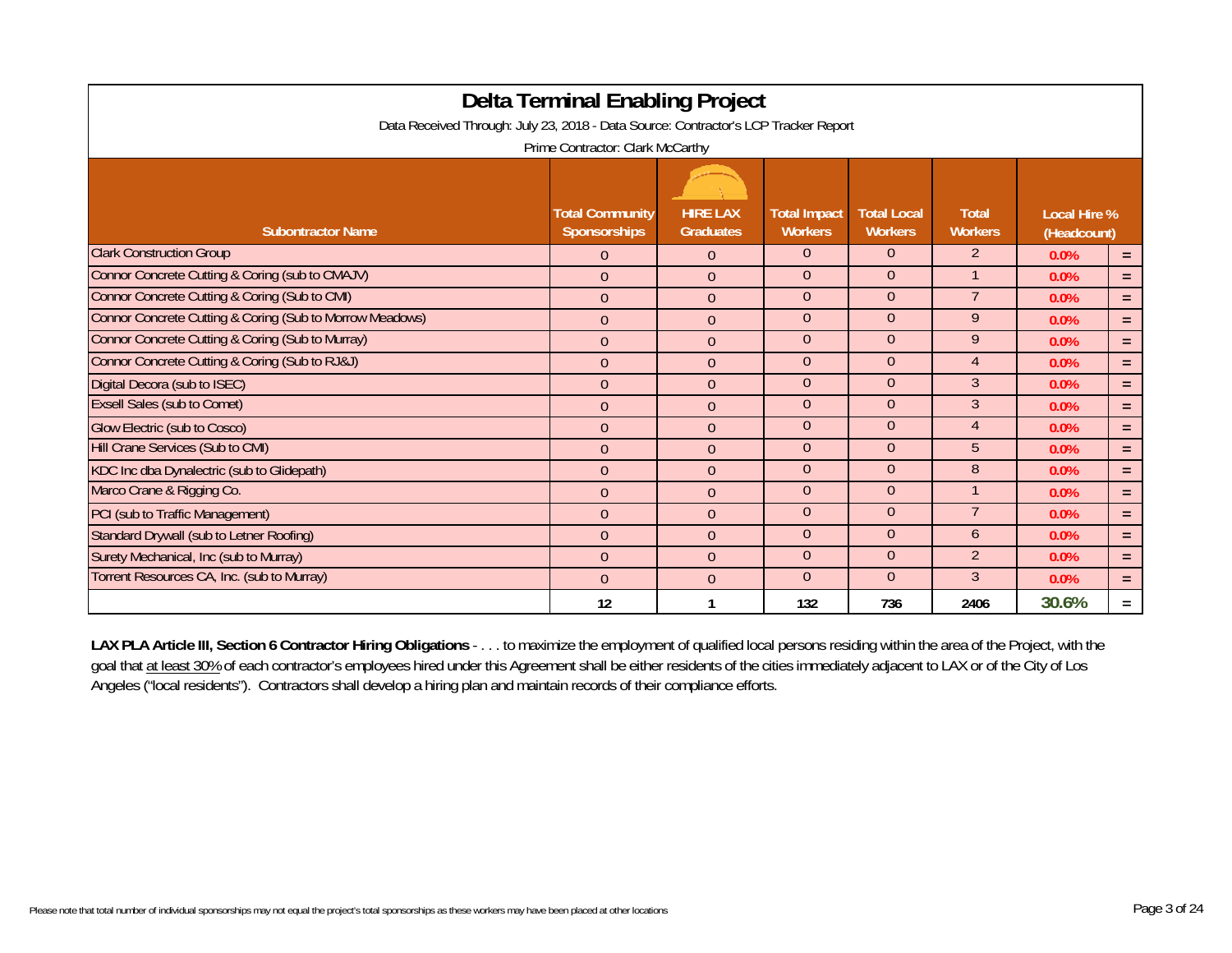# Delta Terminal Enabling Project

Data Received Through: July 23, 2018 - Data Source: Contractor's LCP Tracker Report

Prime Contractor: Clark McCarthy

| Subontractor Name | Total Community Sponsorships | HIRE LAX Graduates | Total Impact Workers | Total Local Workers | Total Workers | Local Hire % (Headcount) | |
|---|---|---|---|---|---|---|---|
| Clark Construction Group | 0 | 0 | 0 | 0 | 2 | 0.0% | = |
| Connor Concrete Cutting & Coring (sub to CMAJV) | 0 | 0 | 0 | 0 | 1 | 0.0% | = |
| Connor Concrete Cutting & Coring (Sub to CMI) | 0 | 0 | 0 | 0 | 7 | 0.0% | = |
| Connor Concrete Cutting & Coring (Sub to Morrow Meadows) | 0 | 0 | 0 | 0 | 9 | 0.0% | = |
| Connor Concrete Cutting & Coring (Sub to Murray) | 0 | 0 | 0 | 0 | 9 | 0.0% | = |
| Connor Concrete Cutting & Coring (Sub to RJ&J) | 0 | 0 | 0 | 0 | 4 | 0.0% | = |
| Digital Decora (sub to ISEC) | 0 | 0 | 0 | 0 | 3 | 0.0% | = |
| Exsell Sales (sub to Comet) | 0 | 0 | 0 | 0 | 3 | 0.0% | = |
| Glow Electric (sub to Cosco) | 0 | 0 | 0 | 0 | 4 | 0.0% | = |
| Hill Crane Services (Sub to CMI) | 0 | 0 | 0 | 0 | 5 | 0.0% | = |
| KDC Inc dba Dynalectric (sub to Glidepath) | 0 | 0 | 0 | 0 | 8 | 0.0% | = |
| Marco Crane & Rigging Co. | 0 | 0 | 0 | 0 | 1 | 0.0% | = |
| PCI (sub to Traffic Management) | 0 | 0 | 0 | 0 | 7 | 0.0% | = |
| Standard Drywall (sub to Letner Roofing) | 0 | 0 | 0 | 0 | 6 | 0.0% | = |
| Surety Mechanical, Inc (sub to Murray) | 0 | 0 | 0 | 0 | 2 | 0.0% | = |
| Torrent Resources CA, Inc. (sub to Murray) | 0 | 0 | 0 | 0 | 3 | 0.0% | = |
| | **12** | **1** | **132** | **736** | **2406** | **30.6%** | = |

**LAX PLA Article III, Section 6 Contractor Hiring Obligations** - . . . to maximize the employment of qualified local persons residing within the area of the Project, with the goal that at least 30% of each contractor's employees hired under this Agreement shall be either residents of the cities immediately adjacent to LAX or of the City of Los Angeles ("local residents"). Contractors shall develop a hiring plan and maintain records of their compliance efforts.

Please note that total number of individual sponsorships may not equal the project's total sponsorships as these workers may have been placed at other locations